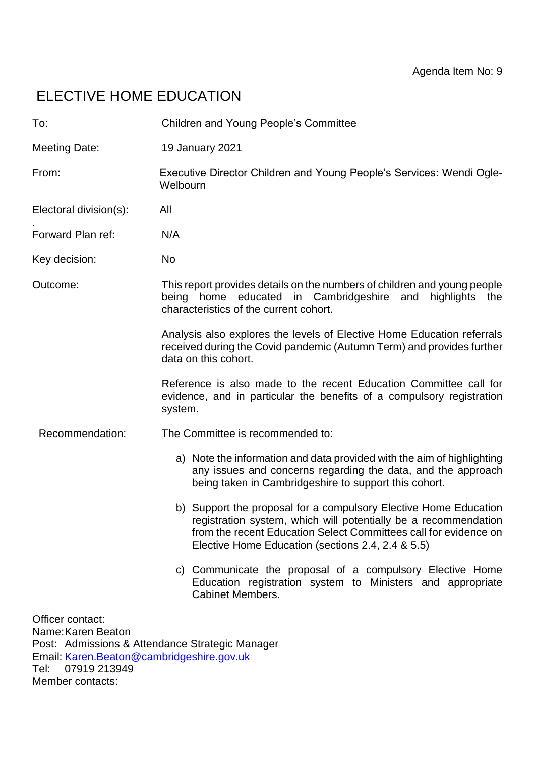Agenda Item No: 9

# ELECTIVE HOME EDUCATION

| | |
|---|---|
| To: | Children and Young People's Committee |
| Meeting Date: | 19 January 2021 |
| From: | Executive Director Children and Young People's Services: Wendi Ogle-Welbourn |
| Electoral division(s): | All |
| Forward Plan ref: | N/A |
| Key decision: | No |

Outcome: This report provides details on the numbers of children and young people being home educated in Cambridgeshire and highlights the characteristics of the current cohort.

Analysis also explores the levels of Elective Home Education referrals received during the Covid pandemic (Autumn Term) and provides further data on this cohort.

Reference is also made to the recent Education Committee call for evidence, and in particular the benefits of a compulsory registration system.

Recommendation: The Committee is recommended to:

a) Note the information and data provided with the aim of highlighting any issues and concerns regarding the data, and the approach being taken in Cambridgeshire to support this cohort.

b) Support the proposal for a compulsory Elective Home Education registration system, which will potentially be a recommendation from the recent Education Select Committees call for evidence on Elective Home Education (sections 2.4, 2.4 & 5.5)

c) Communicate the proposal of a compulsory Elective Home Education registration system to Ministers and appropriate Cabinet Members.

Officer contact:
Name: Karen Beaton
Post: Admissions & Attendance Strategic Manager
Email: Karen.Beaton@cambridgeshire.gov.uk
Tel: 07919 213949
Member contacts: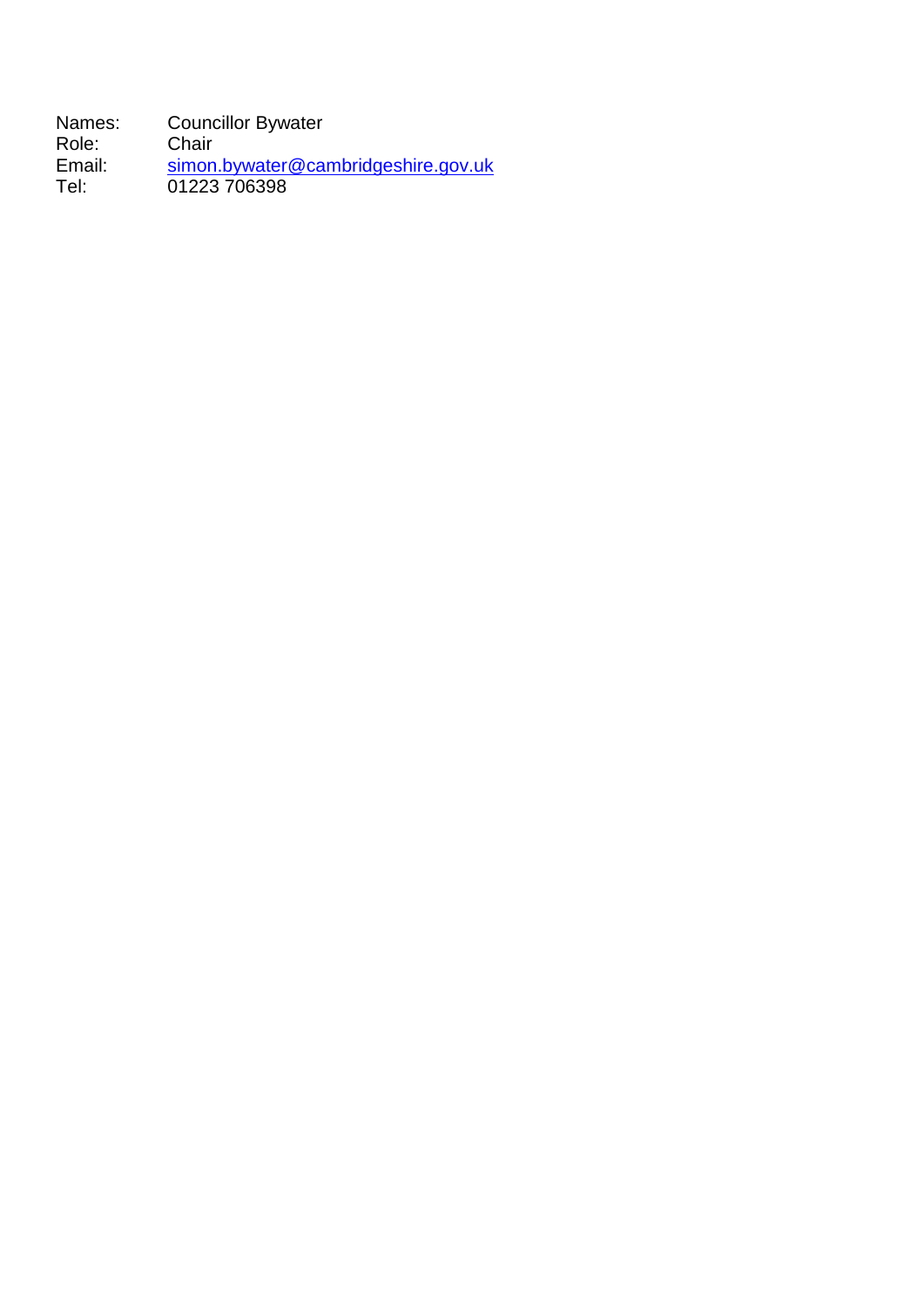| | |
|---|---|
| Names: | Councillor Bywater |
| Role: | Chair |
| Email: | simon.bywater@cambridgeshire.gov.uk |
| Tel: | 01223 706398 |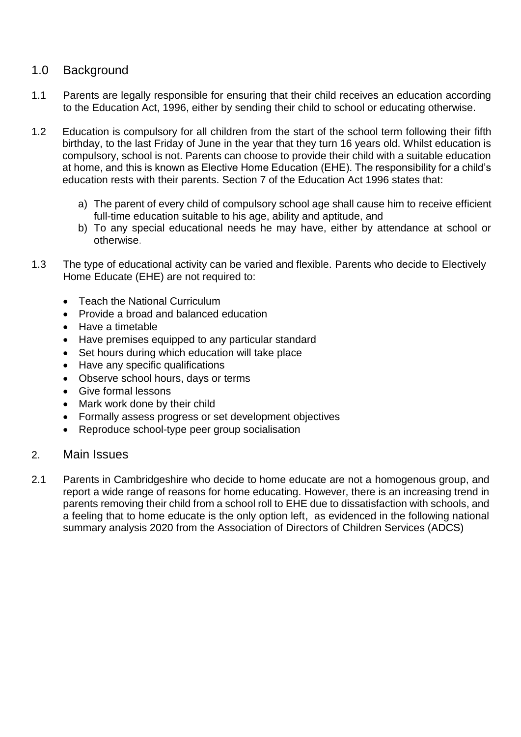## 1.0 Background

1.1 Parents are legally responsible for ensuring that their child receives an education according to the Education Act, 1996, either by sending their child to school or educating otherwise.

1.2 Education is compulsory for all children from the start of the school term following their fifth birthday, to the last Friday of June in the year that they turn 16 years old. Whilst education is compulsory, school is not. Parents can choose to provide their child with a suitable education at home, and this is known as Elective Home Education (EHE). The responsibility for a child's education rests with their parents. Section 7 of the Education Act 1996 states that:

a) The parent of every child of compulsory school age shall cause him to receive efficient full-time education suitable to his age, ability and aptitude, and
b) To any special educational needs he may have, either by attendance at school or otherwise.

1.3 The type of educational activity can be varied and flexible. Parents who decide to Electively Home Educate (EHE) are not required to:

- Teach the National Curriculum
- Provide a broad and balanced education
- Have a timetable
- Have premises equipped to any particular standard
- Set hours during which education will take place
- Have any specific qualifications
- Observe school hours, days or terms
- Give formal lessons
- Mark work done by their child
- Formally assess progress or set development objectives
- Reproduce school-type peer group socialisation

## 2. Main Issues

2.1 Parents in Cambridgeshire who decide to home educate are not a homogenous group, and report a wide range of reasons for home educating. However, there is an increasing trend in parents removing their child from a school roll to EHE due to dissatisfaction with schools, and a feeling that to home educate is the only option left, as evidenced in the following national summary analysis 2020 from the Association of Directors of Children Services (ADCS)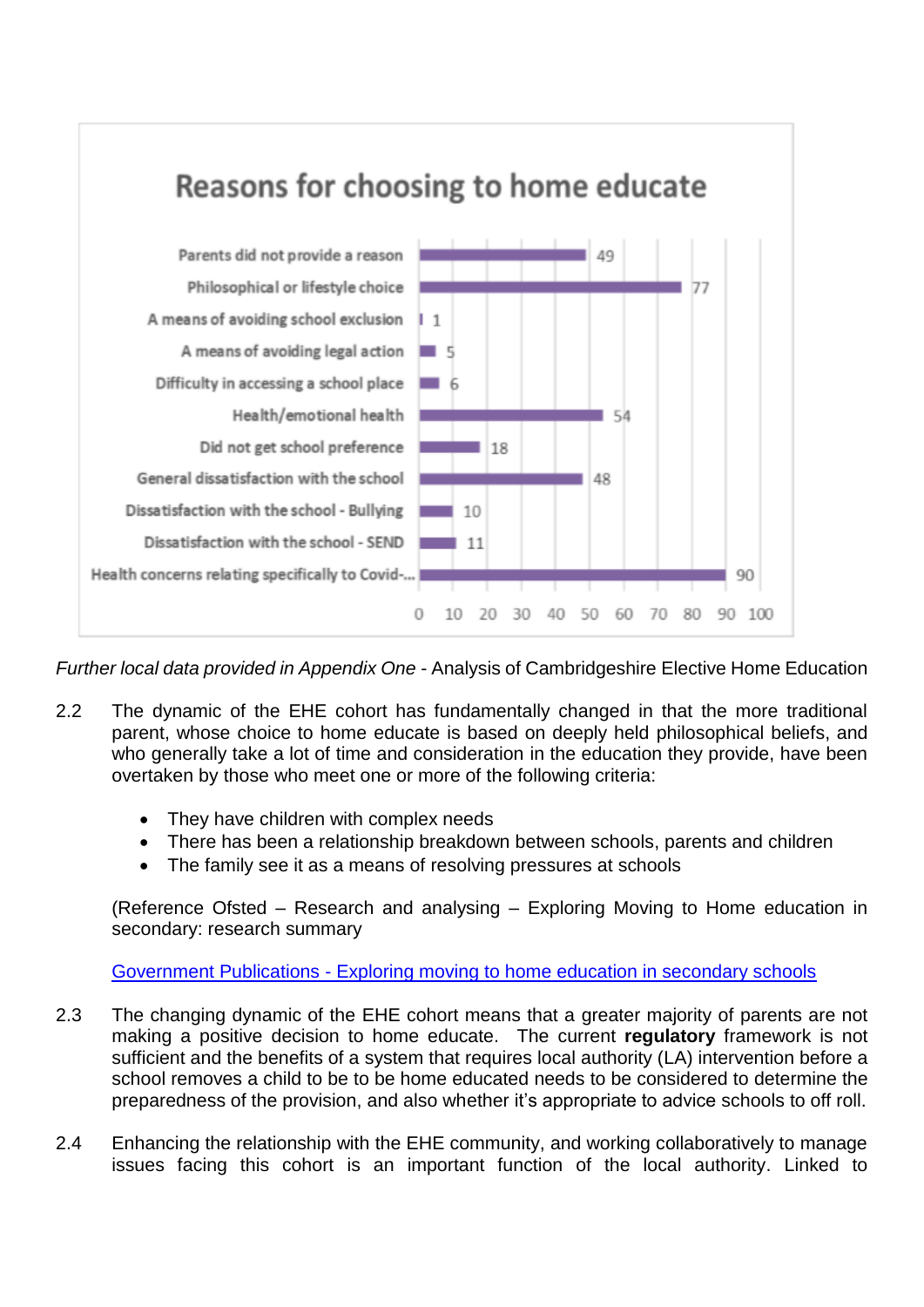**Reasons for choosing to home educate**

| Reason | Number |
| --- | --- |
| Parents did not provide a reason | 49 |
| Philosophical or lifestyle choice | 77 |
| A means of avoiding school exclusion | 1 |
| A means of avoiding legal action | 5 |
| Difficulty in accessing a school place | 6 |
| Health/emotional health | 54 |
| Did not get school preference | 18 |
| General dissatisfaction with the school | 48 |
| Dissatisfaction with the school - Bullying | 10 |
| Dissatisfaction with the school - SEND | 11 |
| Health concerns relating specifically to Covid-... | 90 |

*Further local data provided in Appendix One* - Analysis of Cambridgeshire Elective Home Education

2.2 The dynamic of the EHE cohort has fundamentally changed in that the more traditional parent, whose choice to home educate is based on deeply held philosophical beliefs, and who generally take a lot of time and consideration in the education they provide, have been overtaken by those who meet one or more of the following criteria:

- They have children with complex needs
- There has been a relationship breakdown between schools, parents and children
- The family see it as a means of resolving pressures at schools

(Reference Ofsted – Research and analysing – Exploring Moving to Home education in secondary: research summary

[Government Publications - Exploring moving to home education in secondary schools]

2.3 The changing dynamic of the EHE cohort means that a greater majority of parents are not making a positive decision to home educate. The current **regulatory** framework is not sufficient and the benefits of a system that requires local authority (LA) intervention before a school removes a child to be to be home educated needs to be considered to determine the preparedness of the provision, and also whether it's appropriate to advice schools to off roll.

2.4 Enhancing the relationship with the EHE community, and working collaboratively to manage issues facing this cohort is an important function of the local authority. Linked to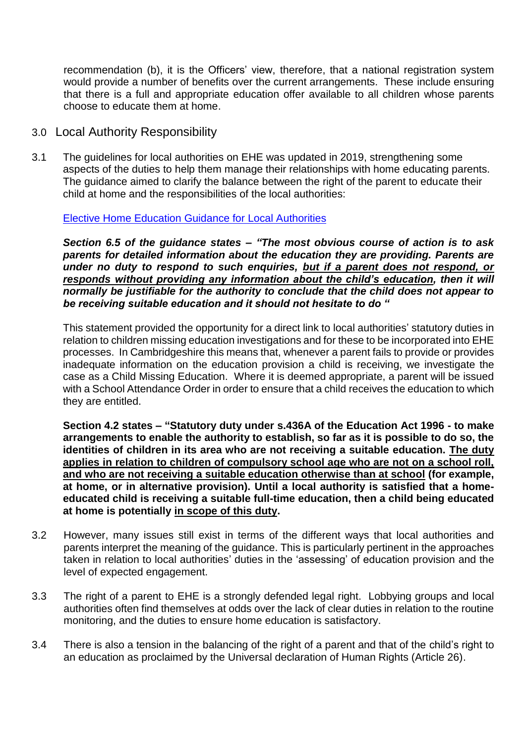recommendation (b), it is the Officers' view, therefore, that a national registration system would provide a number of benefits over the current arrangements. These include ensuring that there is a full and appropriate education offer available to all children whose parents choose to educate them at home.

## 3.0 Local Authority Responsibility

3.1 The guidelines for local authorities on EHE was updated in 2019, strengthening some aspects of the duties to help them manage their relationships with home educating parents. The guidance aimed to clarify the balance between the right of the parent to educate their child at home and the responsibilities of the local authorities:

[Elective Home Education Guidance for Local Authorities]

***Section 6.5 of the guidance states – "The most obvious course of action is to ask parents for detailed information about the education they are providing. Parents are under no duty to respond to such enquiries, <u>but if a parent does not respond, or responds without providing any information about the child's education</u>, then it will normally be justifiable for the authority to conclude that the child does not appear to be receiving suitable education and it should not hesitate to do "***

This statement provided the opportunity for a direct link to local authorities' statutory duties in relation to children missing education investigations and for these to be incorporated into EHE processes. In Cambridgeshire this means that, whenever a parent fails to provide or provides inadequate information on the education provision a child is receiving, we investigate the case as a Child Missing Education. Where it is deemed appropriate, a parent will be issued with a School Attendance Order in order to ensure that a child receives the education to which they are entitled.

**Section 4.2 states – "Statutory duty under s.436A of the Education Act 1996 - to make arrangements to enable the authority to establish, so far as it is possible to do so, the identities of children in its area who are not receiving a suitable education. <u>The duty applies in relation to children of compulsory school age who are not on a school roll, and who are not receiving a suitable education otherwise than at school</u> (for example, at home, or in alternative provision). Until a local authority is satisfied that a home-educated child is receiving a suitable full-time education, then a child being educated at home is potentially <u>in scope of this duty</u>.**

3.2 However, many issues still exist in terms of the different ways that local authorities and parents interpret the meaning of the guidance. This is particularly pertinent in the approaches taken in relation to local authorities' duties in the 'assessing' of education provision and the level of expected engagement.

3.3 The right of a parent to EHE is a strongly defended legal right. Lobbying groups and local authorities often find themselves at odds over the lack of clear duties in relation to the routine monitoring, and the duties to ensure home education is satisfactory.

3.4 There is also a tension in the balancing of the right of a parent and that of the child's right to an education as proclaimed by the Universal declaration of Human Rights (Article 26).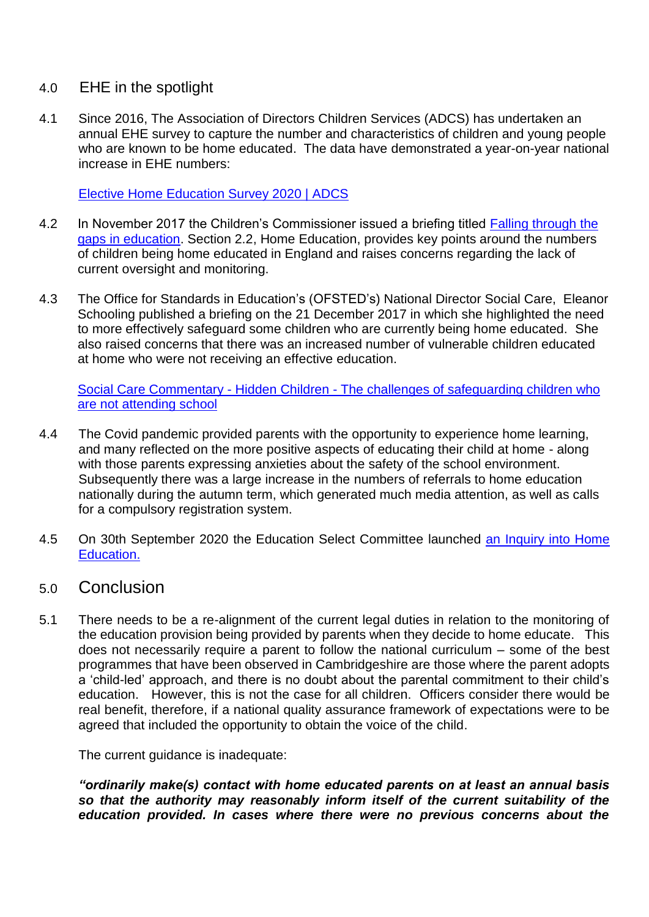## 4.0 EHE in the spotlight

4.1 Since 2016, The Association of Directors Children Services (ADCS) has undertaken an annual EHE survey to capture the number and characteristics of children and young people who are known to be home educated. The data have demonstrated a year-on-year national increase in EHE numbers:

Elective Home Education Survey 2020 | ADCS

4.2 In November 2017 the Children's Commissioner issued a briefing titled Falling through the gaps in education. Section 2.2, Home Education, provides key points around the numbers of children being home educated in England and raises concerns regarding the lack of current oversight and monitoring.

4.3 The Office for Standards in Education's (OFSTED's) National Director Social Care, Eleanor Schooling published a briefing on the 21 December 2017 in which she highlighted the need to more effectively safeguard some children who are currently being home educated. She also raised concerns that there was an increased number of vulnerable children educated at home who were not receiving an effective education.

Social Care Commentary - Hidden Children - The challenges of safeguarding children who are not attending school

4.4 The Covid pandemic provided parents with the opportunity to experience home learning, and many reflected on the more positive aspects of educating their child at home - along with those parents expressing anxieties about the safety of the school environment. Subsequently there was a large increase in the numbers of referrals to home education nationally during the autumn term, which generated much media attention, as well as calls for a compulsory registration system.

4.5 On 30th September 2020 the Education Select Committee launched an Inquiry into Home Education.

## 5.0 Conclusion

5.1 There needs to be a re-alignment of the current legal duties in relation to the monitoring of the education provision being provided by parents when they decide to home educate. This does not necessarily require a parent to follow the national curriculum – some of the best programmes that have been observed in Cambridgeshire are those where the parent adopts a 'child-led' approach, and there is no doubt about the parental commitment to their child's education. However, this is not the case for all children. Officers consider there would be real benefit, therefore, if a national quality assurance framework of expectations were to be agreed that included the opportunity to obtain the voice of the child.

The current guidance is inadequate:

***"ordinarily make(s) contact with home educated parents on at least an annual basis so that the authority may reasonably inform itself of the current suitability of the education provided. In cases where there were no previous concerns about the***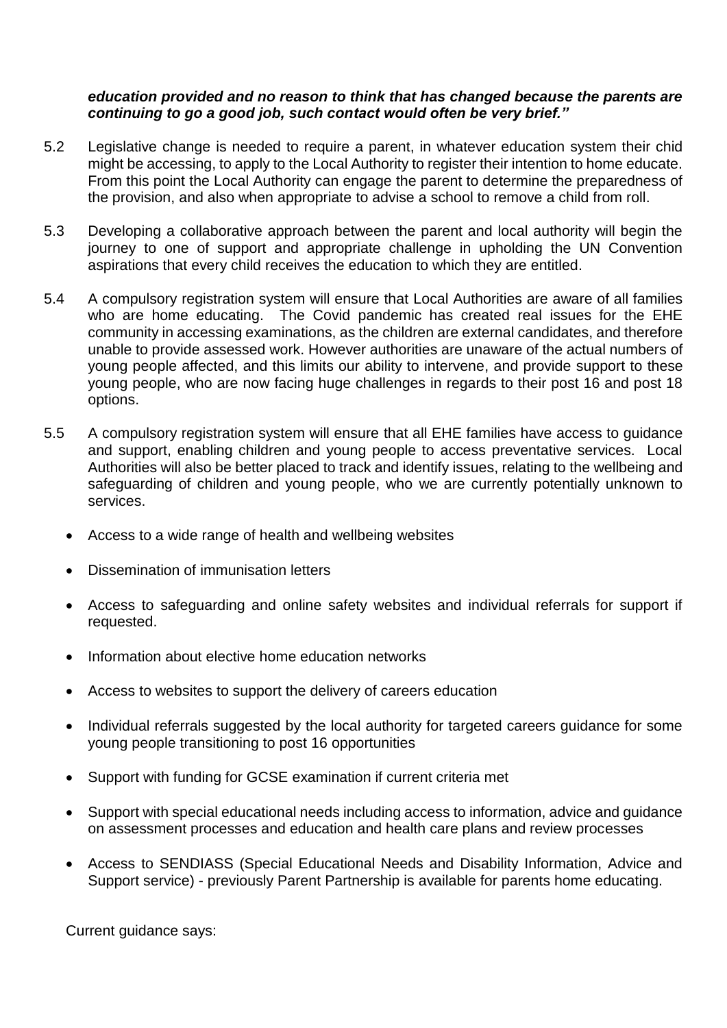***education provided and no reason to think that has changed because the parents are continuing to go a good job, such contact would often be very brief."***

5.2 Legislative change is needed to require a parent, in whatever education system their chid might be accessing, to apply to the Local Authority to register their intention to home educate. From this point the Local Authority can engage the parent to determine the preparedness of the provision, and also when appropriate to advise a school to remove a child from roll.

5.3 Developing a collaborative approach between the parent and local authority will begin the journey to one of support and appropriate challenge in upholding the UN Convention aspirations that every child receives the education to which they are entitled.

5.4 A compulsory registration system will ensure that Local Authorities are aware of all families who are home educating. The Covid pandemic has created real issues for the EHE community in accessing examinations, as the children are external candidates, and therefore unable to provide assessed work. However authorities are unaware of the actual numbers of young people affected, and this limits our ability to intervene, and provide support to these young people, who are now facing huge challenges in regards to their post 16 and post 18 options.

5.5 A compulsory registration system will ensure that all EHE families have access to guidance and support, enabling children and young people to access preventative services. Local Authorities will also be better placed to track and identify issues, relating to the wellbeing and safeguarding of children and young people, who we are currently potentially unknown to services.

- Access to a wide range of health and wellbeing websites
- Dissemination of immunisation letters
- Access to safeguarding and online safety websites and individual referrals for support if requested.
- Information about elective home education networks
- Access to websites to support the delivery of careers education
- Individual referrals suggested by the local authority for targeted careers guidance for some young people transitioning to post 16 opportunities
- Support with funding for GCSE examination if current criteria met
- Support with special educational needs including access to information, advice and guidance on assessment processes and education and health care plans and review processes
- Access to SENDIASS (Special Educational Needs and Disability Information, Advice and Support service) - previously Parent Partnership is available for parents home educating.

Current guidance says: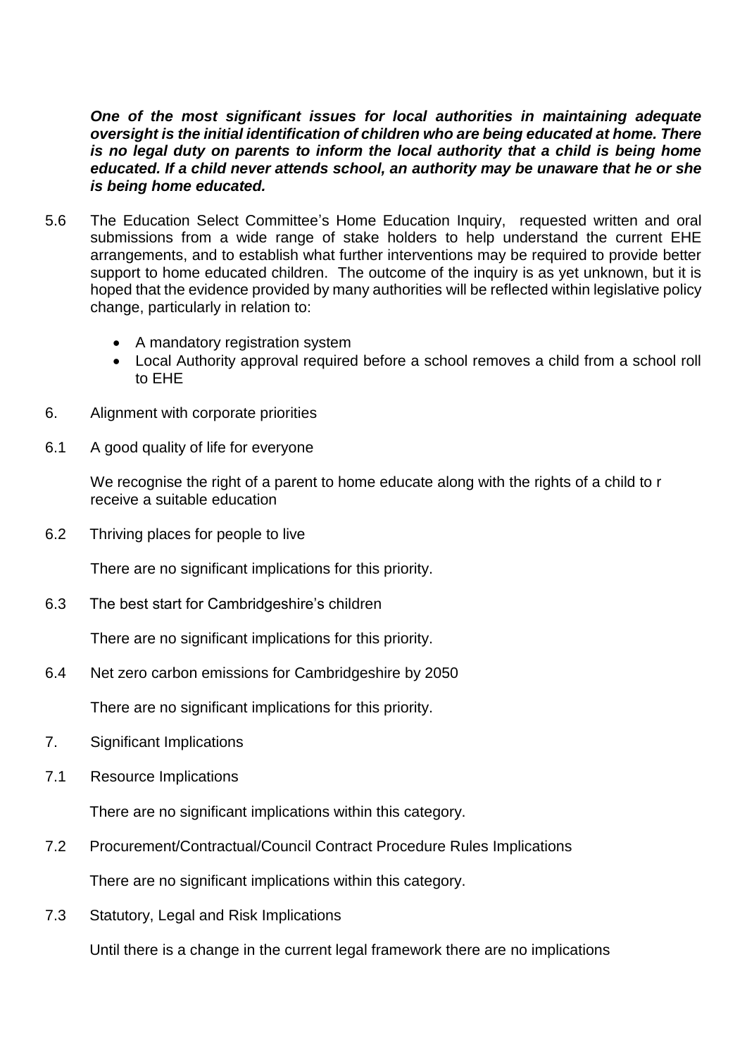***One of the most significant issues for local authorities in maintaining adequate oversight is the initial identification of children who are being educated at home. There is no legal duty on parents to inform the local authority that a child is being home educated. If a child never attends school, an authority may be unaware that he or she is being home educated.***

5.6 The Education Select Committee's Home Education Inquiry, requested written and oral submissions from a wide range of stake holders to help understand the current EHE arrangements, and to establish what further interventions may be required to provide better support to home educated children. The outcome of the inquiry is as yet unknown, but it is hoped that the evidence provided by many authorities will be reflected within legislative policy change, particularly in relation to:

- A mandatory registration system
- Local Authority approval required before a school removes a child from a school roll to EHE

6. Alignment with corporate priorities

6.1 A good quality of life for everyone

We recognise the right of a parent to home educate along with the rights of a child to r receive a suitable education

6.2 Thriving places for people to live

There are no significant implications for this priority.

6.3 The best start for Cambridgeshire's children

There are no significant implications for this priority.

6.4 Net zero carbon emissions for Cambridgeshire by 2050

There are no significant implications for this priority.

7. Significant Implications

7.1 Resource Implications

There are no significant implications within this category.

7.2 Procurement/Contractual/Council Contract Procedure Rules Implications

There are no significant implications within this category.

7.3 Statutory, Legal and Risk Implications

Until there is a change in the current legal framework there are no implications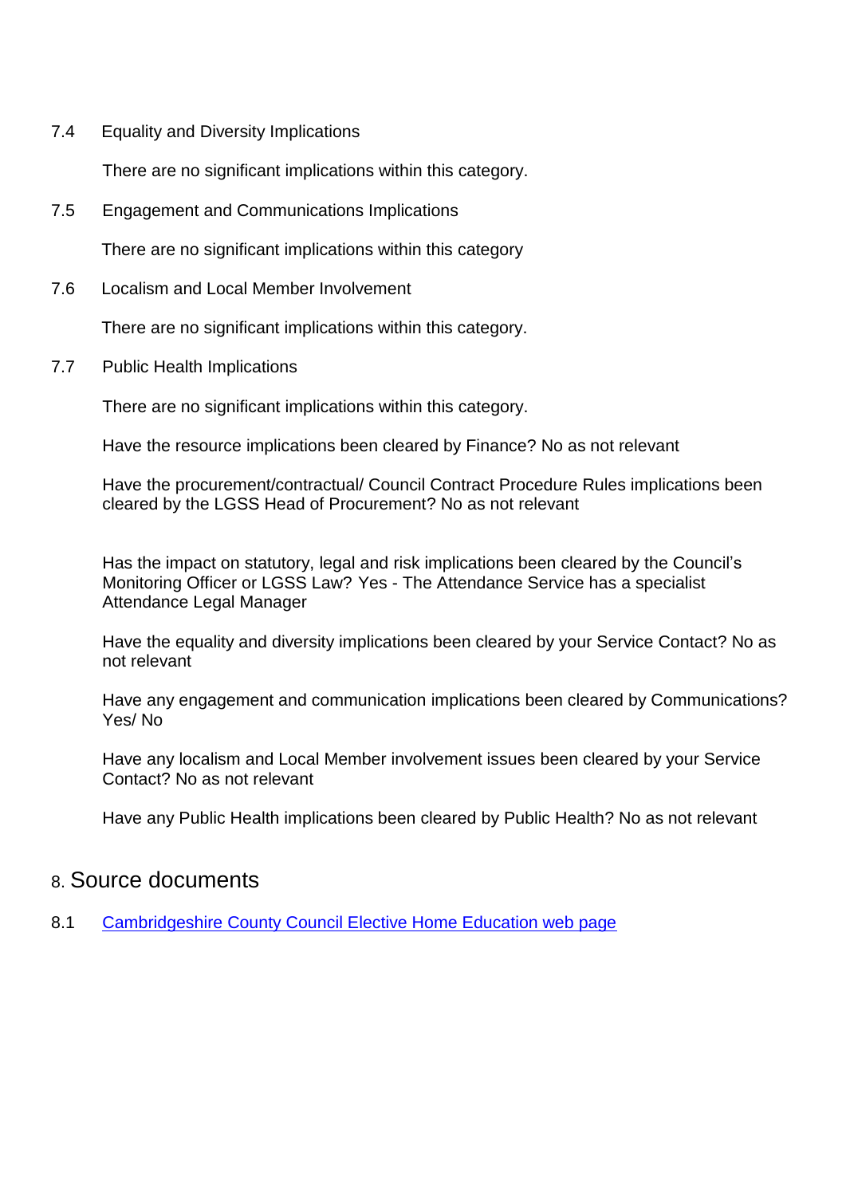7.4 Equality and Diversity Implications

There are no significant implications within this category.

7.5 Engagement and Communications Implications

There are no significant implications within this category

7.6 Localism and Local Member Involvement

There are no significant implications within this category.

7.7 Public Health Implications

There are no significant implications within this category.

Have the resource implications been cleared by Finance? No as not relevant

Have the procurement/contractual/ Council Contract Procedure Rules implications been cleared by the LGSS Head of Procurement? No as not relevant

Has the impact on statutory, legal and risk implications been cleared by the Council's Monitoring Officer or LGSS Law? Yes - The Attendance Service has a specialist Attendance Legal Manager

Have the equality and diversity implications been cleared by your Service Contact? No as not relevant

Have any engagement and communication implications been cleared by Communications? Yes/ No

Have any localism and Local Member involvement issues been cleared by your Service Contact? No as not relevant

Have any Public Health implications been cleared by Public Health? No as not relevant

## 8. Source documents

8.1 Cambridgeshire County Council Elective Home Education web page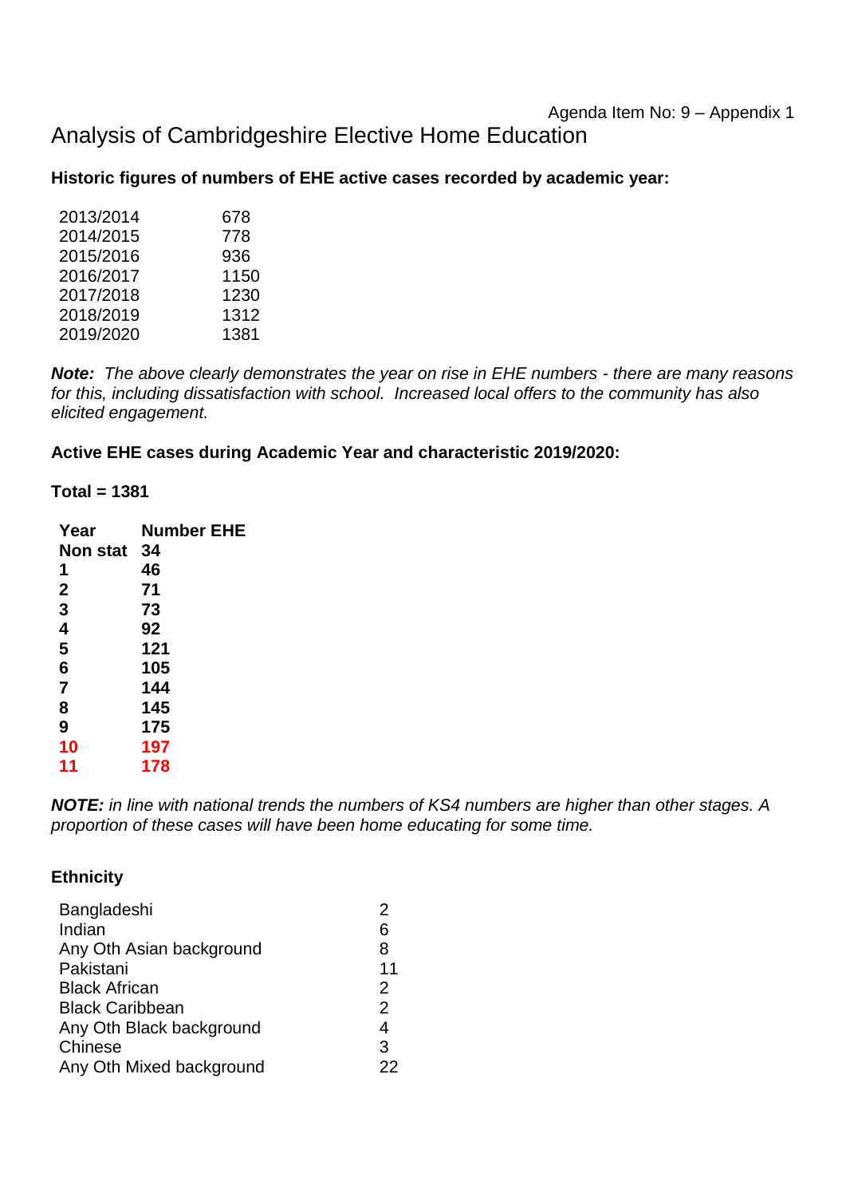Agenda Item No: 9 – Appendix 1

# Analysis of Cambridgeshire Elective Home Education

**Historic figures of numbers of EHE active cases recorded by academic year:**

| | |
|---|---|
| 2013/2014 | 678 |
| 2014/2015 | 778 |
| 2015/2016 | 936 |
| 2016/2017 | 1150 |
| 2017/2018 | 1230 |
| 2018/2019 | 1312 |
| 2019/2020 | 1381 |

***Note:*** *The above clearly demonstrates the year on rise in EHE numbers - there are many reasons for this, including dissatisfaction with school. Increased local offers to the community has also elicited engagement.*

**Active EHE cases during Academic Year and characteristic 2019/2020:**

**Total = 1381**

| **Year** | **Number EHE** |
|---|---|
| **Non stat** | **34** |
| **1** | **46** |
| **2** | **71** |
| **3** | **73** |
| **4** | **92** |
| **5** | **121** |
| **6** | **105** |
| **7** | **144** |
| **8** | **145** |
| **9** | **175** |
| **10** | **197** |
| **11** | **178** |

***NOTE:*** *in line with national trends the numbers of KS4 numbers are higher than other stages. A proportion of these cases will have been home educating for some time.*

**Ethnicity**

| | |
|---|---|
| Bangladeshi | 2 |
| Indian | 6 |
| Any Oth Asian background | 8 |
| Pakistani | 11 |
| Black African | 2 |
| Black Caribbean | 2 |
| Any Oth Black background | 4 |
| Chinese | 3 |
| Any Oth Mixed background | 22 |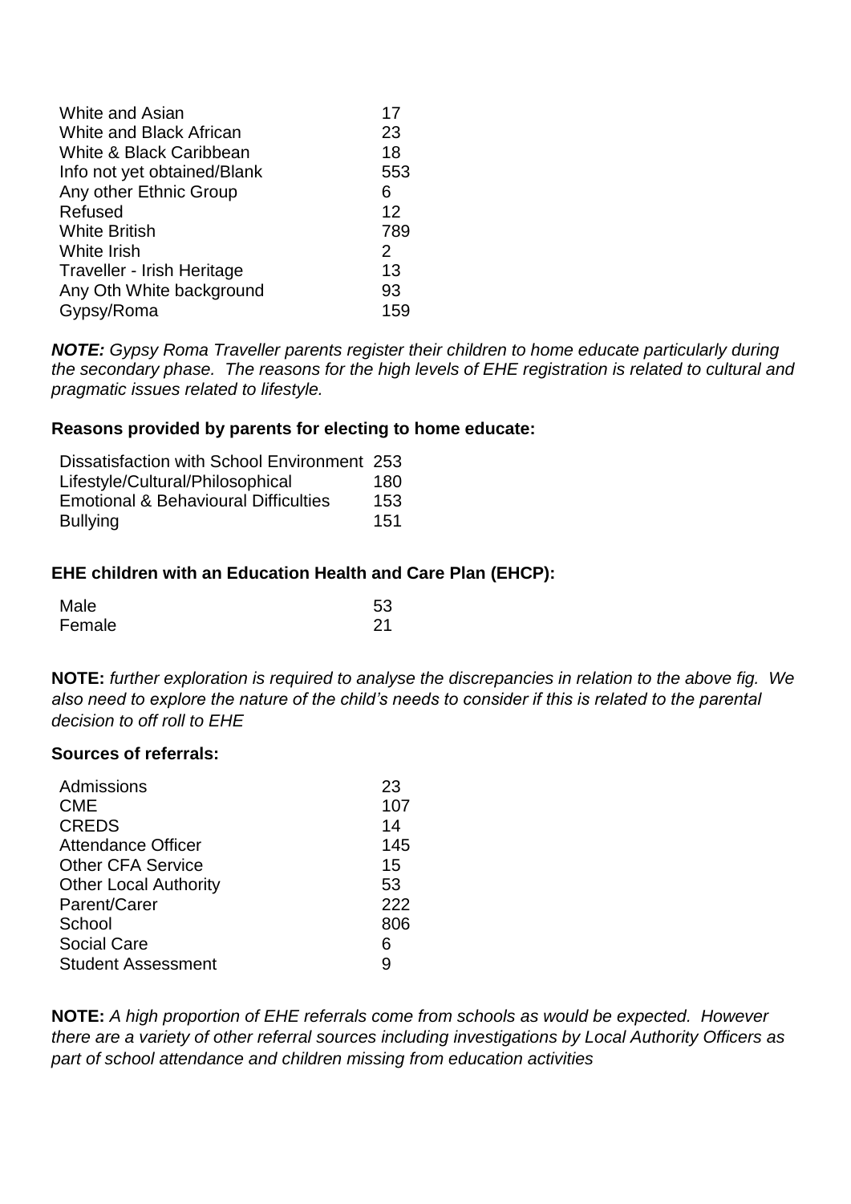| | |
|---|---|
| White and Asian | 17 |
| White and Black African | 23 |
| White & Black Caribbean | 18 |
| Info not yet obtained/Blank | 553 |
| Any other Ethnic Group | 6 |
| Refused | 12 |
| White British | 789 |
| White Irish | 2 |
| Traveller - Irish Heritage | 13 |
| Any Oth White background | 93 |
| Gypsy/Roma | 159 |

***NOTE:*** *Gypsy Roma Traveller parents register their children to home educate particularly during the secondary phase. The reasons for the high levels of EHE registration is related to cultural and pragmatic issues related to lifestyle.*

**Reasons provided by parents for electing to home educate:**

| | |
|---|---|
| Dissatisfaction with School Environment | 253 |
| Lifestyle/Cultural/Philosophical | 180 |
| Emotional & Behavioural Difficulties | 153 |
| Bullying | 151 |

**EHE children with an Education Health and Care Plan (EHCP):**

| | |
|---|---|
| Male | 53 |
| Female | 21 |

**NOTE:** *further exploration is required to analyse the discrepancies in relation to the above fig. We also need to explore the nature of the child's needs to consider if this is related to the parental decision to off roll to EHE*

**Sources of referrals:**

| | |
|---|---|
| Admissions | 23 |
| CME | 107 |
| CREDS | 14 |
| Attendance Officer | 145 |
| Other CFA Service | 15 |
| Other Local Authority | 53 |
| Parent/Carer | 222 |
| School | 806 |
| Social Care | 6 |
| Student Assessment | 9 |

**NOTE:** *A high proportion of EHE referrals come from schools as would be expected. However there are a variety of other referral sources including investigations by Local Authority Officers as part of school attendance and children missing from education activities*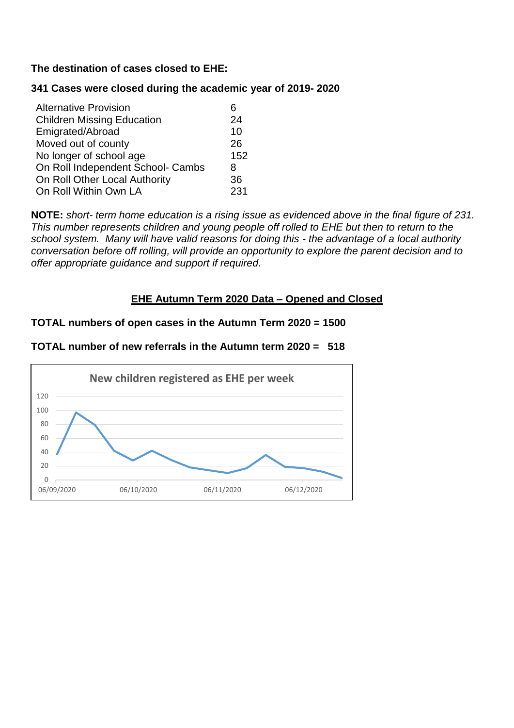**The destination of cases closed to EHE:**

**341 Cases were closed during the academic year of 2019- 2020**

| | |
|---|---|
| Alternative Provision | 6 |
| Children Missing Education | 24 |
| Emigrated/Abroad | 10 |
| Moved out of county | 26 |
| No longer of school age | 152 |
| On Roll Independent School- Cambs | 8 |
| On Roll Other Local Authority | 36 |
| On Roll Within Own LA | 231 |

**NOTE:** *short- term home education is a rising issue as evidenced above in the final figure of 231. This number represents children and young people off rolled to EHE but then to return to the school system. Many will have valid reasons for doing this - the advantage of a local authority conversation before off rolling, will provide an opportunity to explore the parent decision and to offer appropriate guidance and support if required.*

## EHE Autumn Term 2020 Data – Opened and Closed

**TOTAL numbers of open cases in the Autumn Term 2020 = 1500**

**TOTAL number of new referrals in the Autumn term 2020 = 518**

New children registered as EHE per week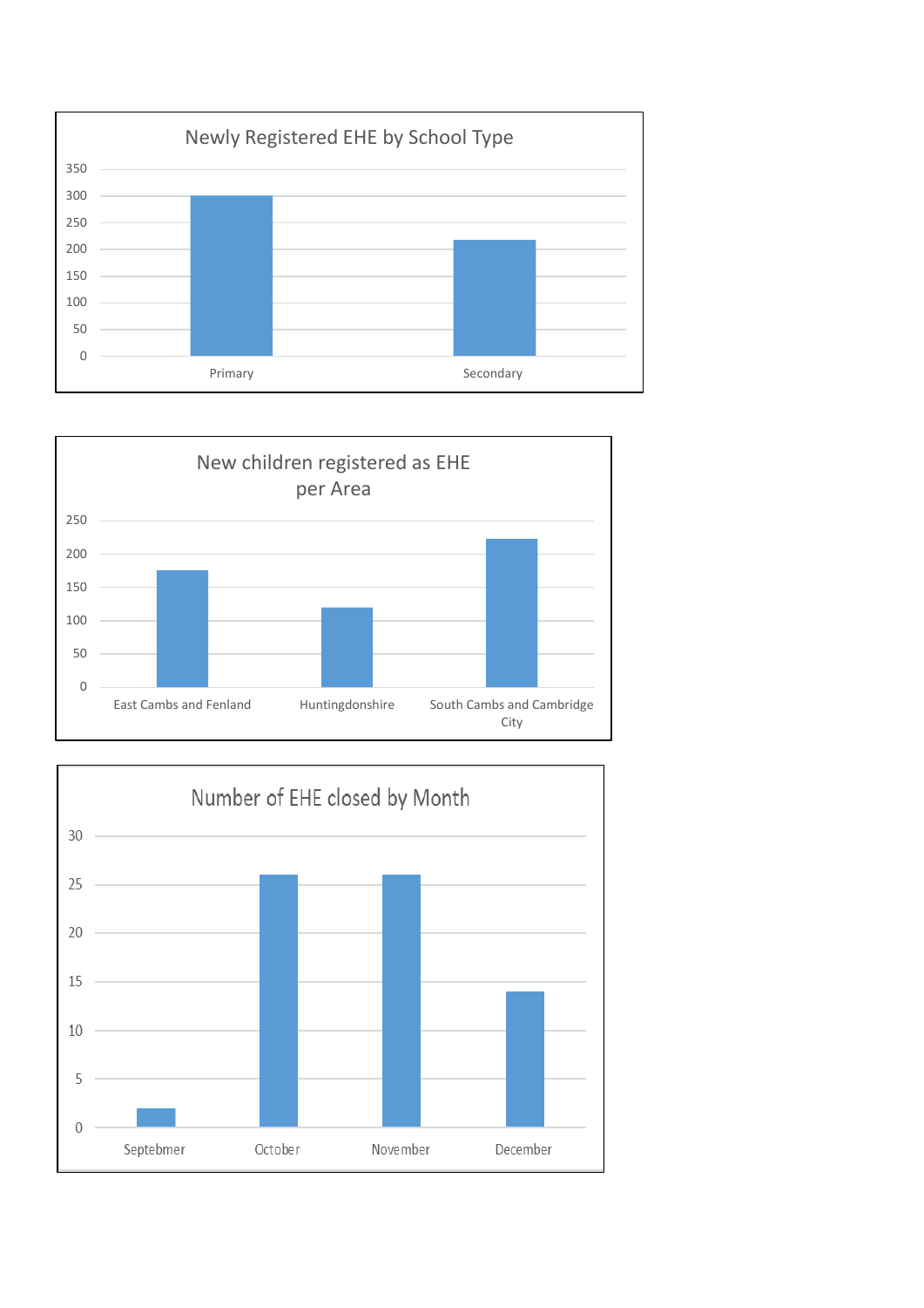**Newly Registered EHE by School Type**

| School Type | Value |
| --- | --- |
| Primary | 300 |
| Secondary | 218 |

**New children registered as EHE per Area**

| Area | Value |
| --- | --- |
| East Cambs and Fenland | 175 |
| Huntingdonshire | 120 |
| South Cambs and Cambridge City | 222 |

**Number of EHE closed by Month**

| Month | Value |
| --- | --- |
| Septebmer | 2 |
| October | 26 |
| November | 26 |
| December | 14 |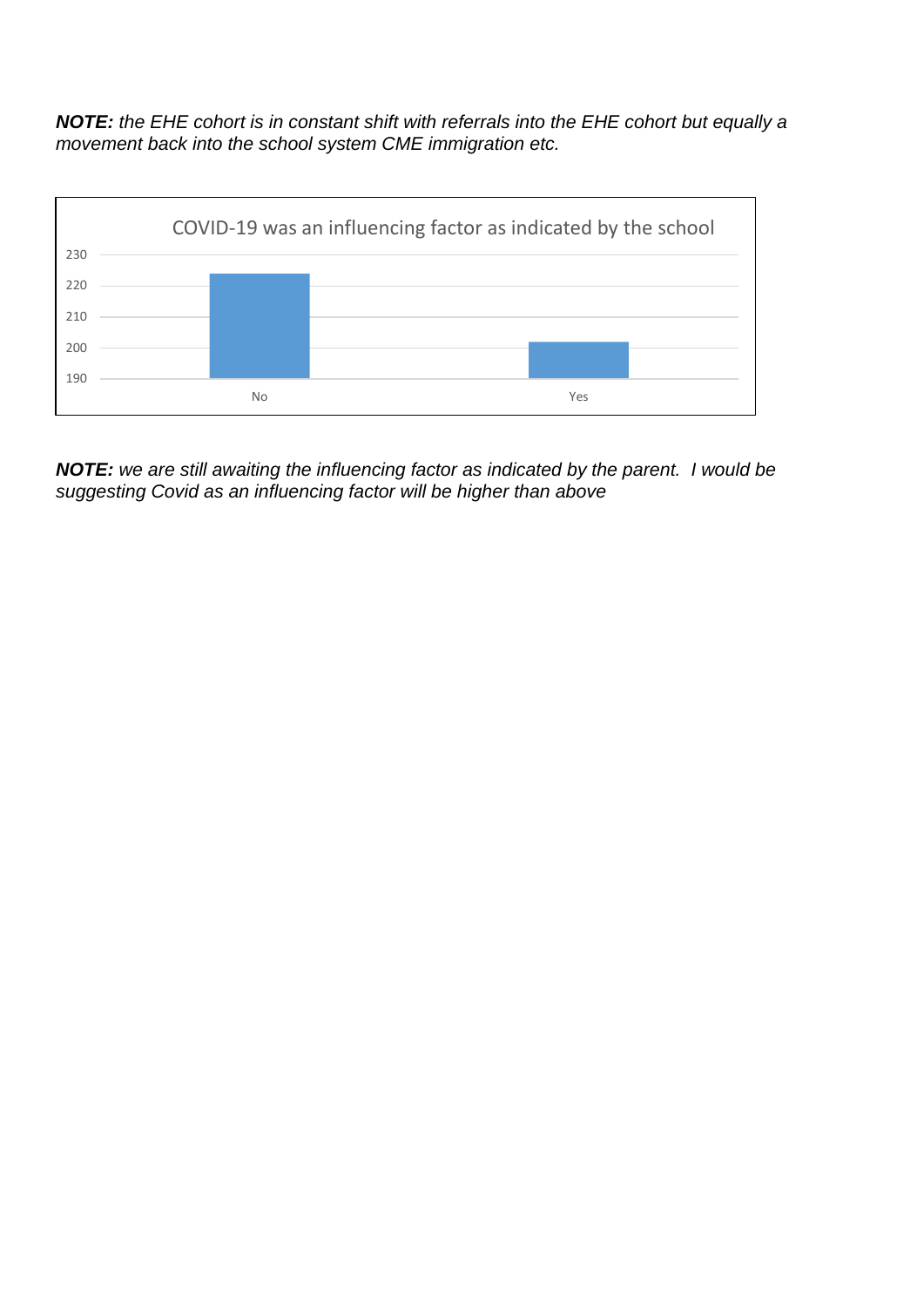***NOTE:*** *the EHE cohort is in constant shift with referrals into the EHE cohort but equally a movement back into the school system CME immigration etc.*

COVID-19 was an influencing factor as indicated by the school

230

220

210

200

190

No

Yes

***NOTE:*** *we are still awaiting the influencing factor as indicated by the parent. I would be suggesting Covid as an influencing factor will be higher than above*